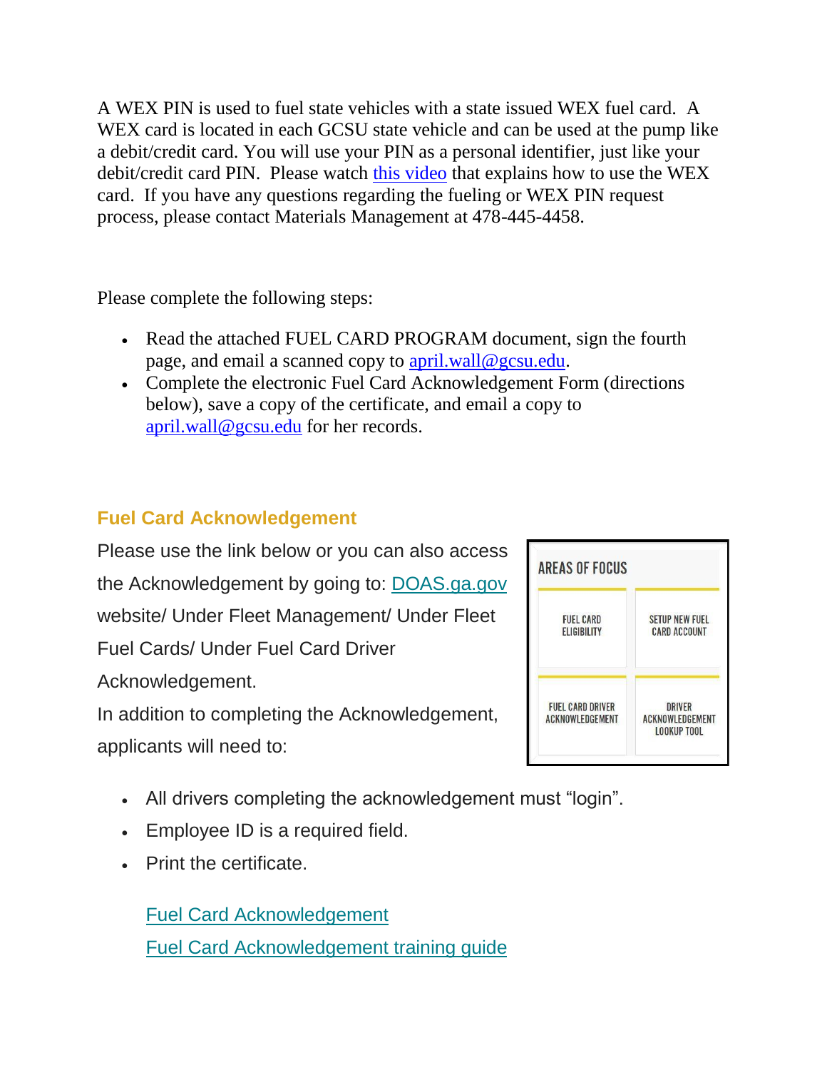A WEX PIN is used to fuel state vehicles with a state issued WEX fuel card. A WEX card is located in each GCSU state vehicle and can be used at the pump like a debit/credit card. You will use your PIN as a personal identifier, just like your debit/credit card PIN. Please watch this video that explains how to use the WEX card. If you have any questions regarding the fueling or WEX PIN request process, please contact Materials Management at 478-445-4458.

Please complete the following steps:

- Read the attached FUEL CARD PROGRAM document, sign the fourth page, and email a scanned copy to april.wall@gcsu.edu.
- Complete the electronic Fuel Card Acknowledgement Form (directions below), save a copy of the certificate, and email a copy to april.wall@gcsu.edu for her records.

## Fuel Card Acknowledgement

Please use the link below or you can also access the Acknowledgement by going to: DOAS.ga.gov website/ Under Fleet Management/ Under Fleet Fuel Cards/ Under Fuel Card Driver Acknowledgement.

In addition to completing the Acknowledgement, applicants will need to:

AREAS OF FOCUS

| FUEL CARD ELIGIBILITY | SETUP NEW FUEL CARD ACCOUNT |
|---|---|
| FUEL CARD DRIVER ACKNOWLEDGEMENT | DRIVER ACKNOWLEDGEMENT LOOKUP TOOL |

- All drivers completing the acknowledgement must "login".
- Employee ID is a required field.
- Print the certificate.

Fuel Card Acknowledgement

Fuel Card Acknowledgement training guide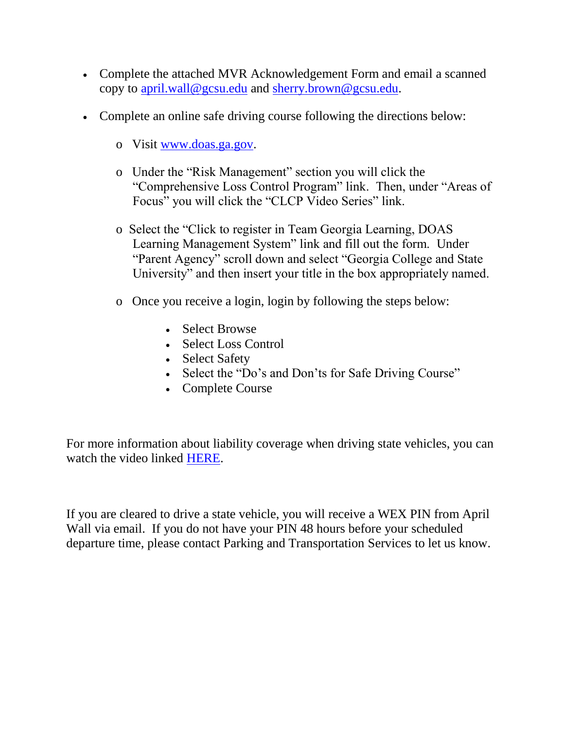- Complete the attached MVR Acknowledgement Form and email a scanned copy to april.wall@gcsu.edu and sherry.brown@gcsu.edu.

- Complete an online safe driving course following the directions below:

  - Visit www.doas.ga.gov.

  - Under the "Risk Management" section you will click the "Comprehensive Loss Control Program" link. Then, under "Areas of Focus" you will click the "CLCP Video Series" link.

  - Select the "Click to register in Team Georgia Learning, DOAS Learning Management System" link and fill out the form. Under "Parent Agency" scroll down and select "Georgia College and State University" and then insert your title in the box appropriately named.

  - Once you receive a login, login by following the steps below:

    - Select Browse
    - Select Loss Control
    - Select Safety
    - Select the "Do's and Don'ts for Safe Driving Course"
    - Complete Course

For more information about liability coverage when driving state vehicles, you can watch the video linked HERE.

If you are cleared to drive a state vehicle, you will receive a WEX PIN from April Wall via email. If you do not have your PIN 48 hours before your scheduled departure time, please contact Parking and Transportation Services to let us know.